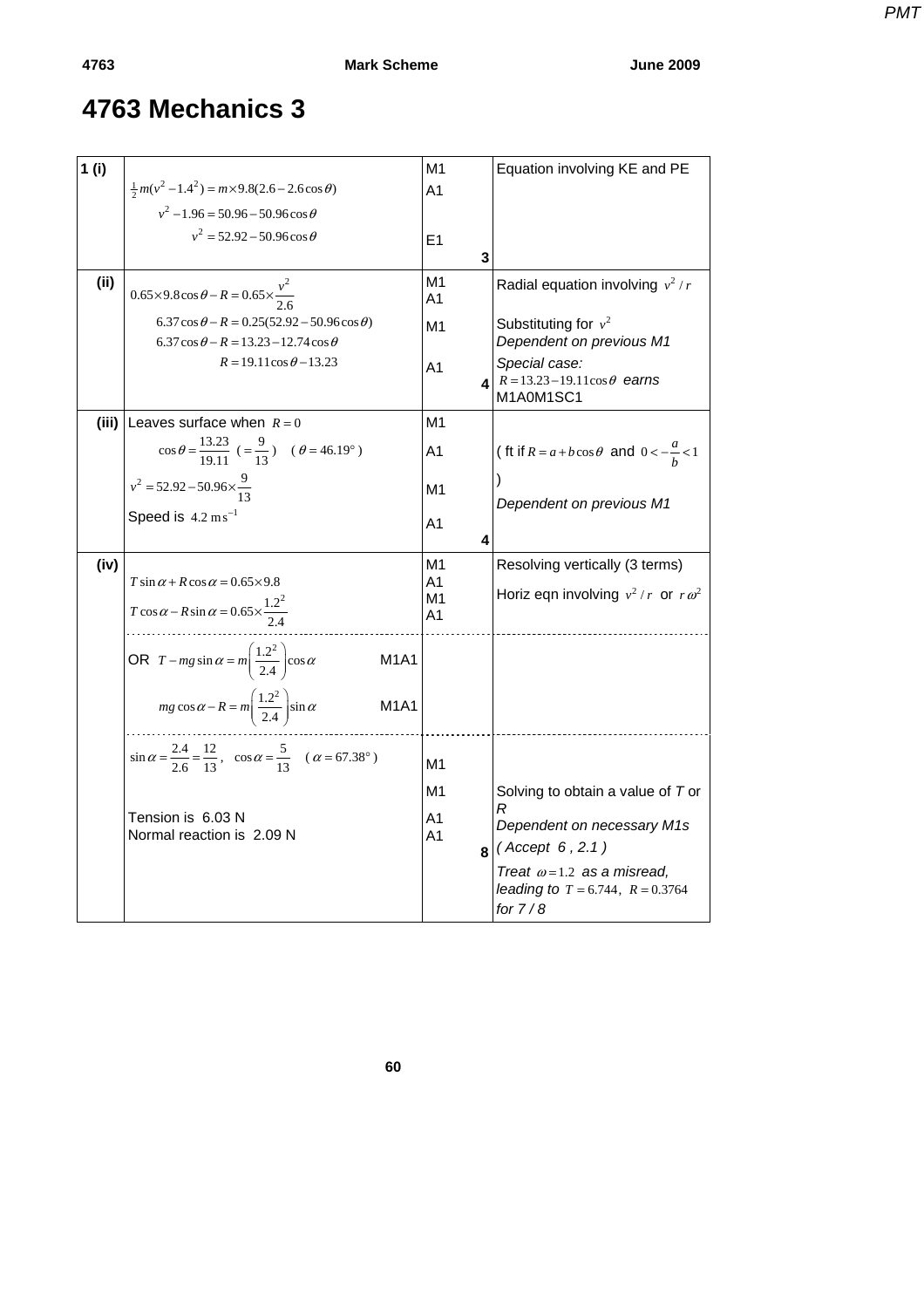# 4763 Mechanics 3

| | | | |
|---|---|---|---|
| **1 (i)** | $\frac{1}{2}m(v^2 - 1.4^2) = m \times 9.8(2.6 - 2.6\cos\theta)$<br>$v^2 - 1.96 = 50.96 - 50.96\cos\theta$<br>$v^2 = 52.92 - 50.96\cos\theta$ | M1<br>A1<br><br>E1<br>**3** | Equation involving KE and PE |
| **(ii)** | $0.65 \times 9.8\cos\theta - R = 0.65 \times \dfrac{v^2}{2.6}$<br>$6.37\cos\theta - R = 0.25(52.92 - 50.96\cos\theta)$<br>$6.37\cos\theta - R = 13.23 - 12.74\cos\theta$<br>$R = 19.11\cos\theta - 13.23$ | M1<br>A1<br>M1<br><br>A1<br>**4** | Radial equation involving $v^2/r$<br><br>Substituting for $v^2$<br>*Dependent on previous M1*<br>*Special case:*<br>$R = 13.23 - 19.11\cos\theta$ *earns* M1A0M1SC1 |
| **(iii)** | Leaves surface when $R = 0$<br>$\cos\theta = \dfrac{13.23}{19.11}\ \ (= \dfrac{9}{13})\ \ \ (\theta = 46.19°)$<br>$v^2 = 52.92 - 50.96 \times \dfrac{9}{13}$<br>Speed is $4.2\ \text{m s}^{-1}$ | M1<br>A1<br>M1<br>A1<br>**4** | ( ft if $R = a + b\cos\theta$ and $0 < -\dfrac{a}{b} < 1$ )<br><br>*Dependent on previous M1* |
| **(iv)** | $T\sin\alpha + R\cos\alpha = 0.65 \times 9.8$<br>$T\cos\alpha - R\sin\alpha = 0.65 \times \dfrac{1.2^2}{2.4}$ | M1<br>A1<br>M1<br>A1 | Resolving vertically (3 terms)<br>Horiz eqn involving $v^2/r$ or $r\omega^2$ |
| | OR $T - mg\sin\alpha = m\left(\dfrac{1.2^2}{2.4}\right)\cos\alpha$ M1A1<br>$mg\cos\alpha - R = m\left(\dfrac{1.2^2}{2.4}\right)\sin\alpha$ M1A1 | | |
| | $\sin\alpha = \dfrac{2.4}{2.6} = \dfrac{12}{13},\ \ \cos\alpha = \dfrac{5}{13}\ \ \ (\alpha = 67.38°)$<br><br>Tension is 6.03 N<br>Normal reaction is 2.09 N | M1<br>M1<br>A1<br>A1<br>**8** | <br>Solving to obtain a value of *T* or *R*<br>*Dependent on necessary M1s*<br>*( Accept 6 , 2.1 )*<br>*Treat* $\omega = 1.2$ *as a misread, leading to* $T = 6.744,\ R = 0.3764$ *for 7 / 8* |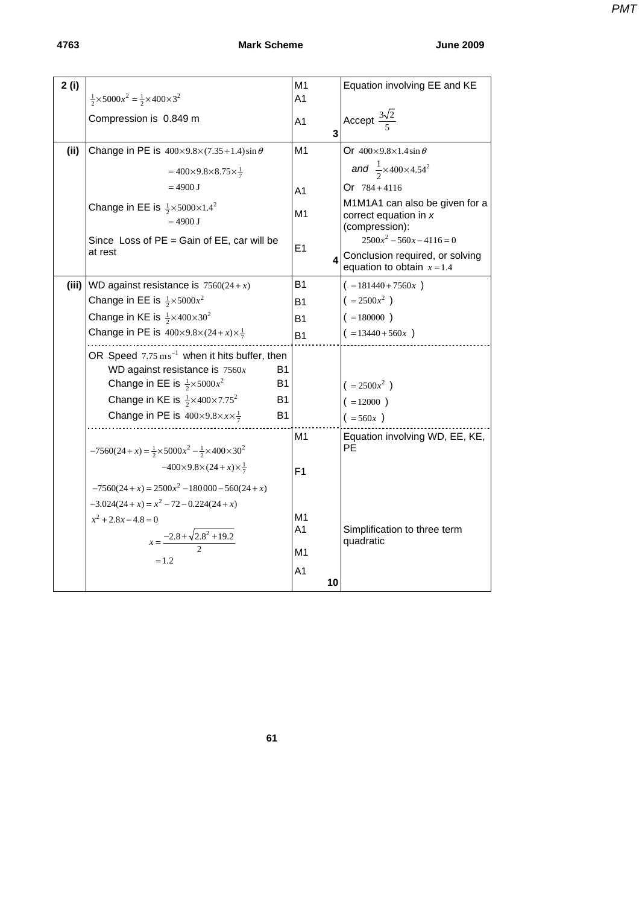| Question | Answer | Marks | Notes |
|---|---|---|---|
| **2 (i)** | $\frac{1}{2}\times 5000x^2 = \frac{1}{2}\times 400\times 3^2$ | M1 | Equation involving EE and KE |
| | | A1 | |
| | Compression is 0.849 m | A1 | Accept $\frac{3\sqrt{2}}{5}$ |
| | | **3** | |
| **(ii)** | Change in PE is $400\times 9.8\times(7.35+1.4)\sin\theta$ | M1 | Or $400\times 9.8\times 1.4\sin\theta$ *and* $\frac{1}{2}\times 400\times 4.54^2$ |
| | $= 400\times 9.8\times 8.75\times\frac{1}{7}$ | | |
| | $= 4900\text{ J}$ | A1 | Or $784+4116$ |
| | Change in EE is $\frac{1}{2}\times 5000\times 1.4^2$ $= 4900\text{ J}$ | M1 | M1M1A1 can also be given for a correct equation in *x* (compression): $2500x^2 - 560x - 4116 = 0$ |
| | Since Loss of PE = Gain of EE, car will be at rest | E1 | Conclusion required, or solving equation to obtain $x = 1.4$ |
| | | **4** | |
| **(iii)** | WD against resistance is $7560(24+x)$ | B1 | ( $=181440+7560x$ ) |
| | Change in EE is $\frac{1}{2}\times 5000x^2$ | B1 | ( $=2500x^2$ ) |
| | Change in KE is $\frac{1}{2}\times 400\times 30^2$ | B1 | ( $=180000$ ) |
| | Change in PE is $400\times 9.8\times(24+x)\times\frac{1}{7}$ | B1 | ( $=13440+560x$ ) |
| | OR Speed $7.75\text{ m s}^{-1}$ when it hits buffer, then | | |
| | WD against resistance is $7560x$ B1 | | |
| | Change in EE is $\frac{1}{2}\times 5000x^2$ B1 | | ( $=2500x^2$ ) |
| | Change in KE is $\frac{1}{2}\times 400\times 7.75^2$ B1 | | ( $=12000$ ) |
| | Change in PE is $400\times 9.8\times x\times\frac{1}{7}$ B1 | | ( $=560x$ ) |
| | $-7560(24+x) = \frac{1}{2}\times 5000x^2 - \frac{1}{2}\times 400\times 30^2$ | M1 | Equation involving WD, EE, KE, PE |
| | $-400\times 9.8\times(24+x)\times\frac{1}{7}$ | F1 | |
| | $-7560(24+x) = 2500x^2 - 180000 - 560(24+x)$ | | |
| | $-3.024(24+x) = x^2 - 72 - 0.224(24+x)$ | | |
| | $x^2 + 2.8x - 4.8 = 0$ | M1 | |
| | | A1 | Simplification to three term quadratic |
| | $x = \dfrac{-2.8+\sqrt{2.8^2+19.2}}{2}$ | M1 | |
| | $= 1.2$ | A1 | |
| | | **10** | |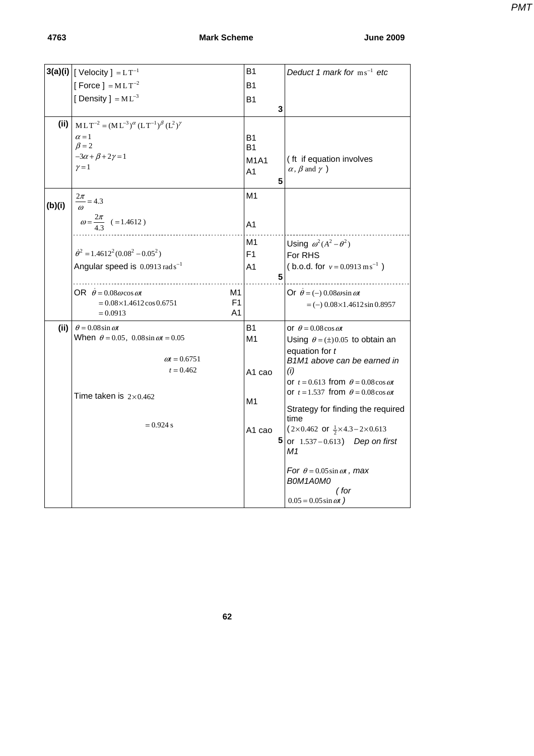| | | | |
|---|---|---|---|
| **3(a)(i)** | [ Velocity ] $= \mathrm{L\,T^{-1}}$<br>[ Force ] $= \mathrm{M\,L\,T^{-2}}$<br>[ Density ] $= \mathrm{M\,L^{-3}}$ | B1<br>B1<br>B1<br>**3** | *Deduct 1 mark for* $\mathrm{m\,s^{-1}}$ *etc* |
| **(ii)** | $\mathrm{M\,L\,T^{-2}} = (\mathrm{M\,L^{-3}})^{\alpha}(\mathrm{L\,T^{-1}})^{\beta}(\mathrm{L^2})^{\gamma}$<br>$\alpha = 1$<br>$\beta = 2$<br>$-3\alpha + \beta + 2\gamma = 1$<br>$\gamma = 1$ | B1<br>B1<br>M1A1<br>A1<br>**5** | ( ft if equation involves $\alpha$, $\beta$ and $\gamma$ ) |
| **(b)(i)** | $\frac{2\pi}{\omega} = 4.3$<br>$\omega = \frac{2\pi}{4.3} \quad (= 1.4612)$<br>$\dot{\theta}^2 = 1.4612^2(0.08^2 - 0.05^2)$<br>Angular speed is $0.0913\ \mathrm{rad\,s^{-1}}$<br>OR $\dot{\theta} = 0.08\omega\cos\omega t$ M1<br>$= 0.08 \times 1.4612\cos 0.6751$ F1<br>$= 0.0913$ A1 | M1<br>A1<br>M1<br>F1<br>A1<br>**5** | Using $\omega^2(A^2 - \theta^2)$<br>For RHS<br>( b.o.d. for $v = 0.0913\ \mathrm{m\,s^{-1}}$ )<br>Or $\dot{\theta} = (-)\ 0.08\omega\sin\omega t$<br>$= (-)\ 0.08 \times 1.4612\sin 0.8957$ |
| **(ii)** | $\theta = 0.08\sin\omega t$<br>When $\theta = 0.05,\ 0.08\sin\omega t = 0.05$<br>$\omega t = 0.6751$<br>$t = 0.462$<br>Time taken is $2 \times 0.462$<br>$= 0.924\ \mathrm{s}$ | B1<br>M1<br>A1 cao<br>M1<br>A1 cao<br>**5** | or $\theta = 0.08\cos\omega t$<br>Using $\theta = (\pm)0.05$ to obtain an equation for *t*<br>*B1M1 above can be earned in (i)*<br>or $t = 0.613$ from $\theta = 0.08\cos\omega t$<br>or $t = 1.537$ from $\theta = 0.08\cos\omega t$<br>Strategy for finding the required time<br>($2 \times 0.462$ or $\frac{1}{2} \times 4.3 - 2 \times 0.613$ or $1.537 - 0.613$) *Dep on first M1*<br>*For* $\theta = 0.05\sin\omega t$*, max B0M1A0M0 ( for* $0.05 = 0.05\sin\omega t$ *)* |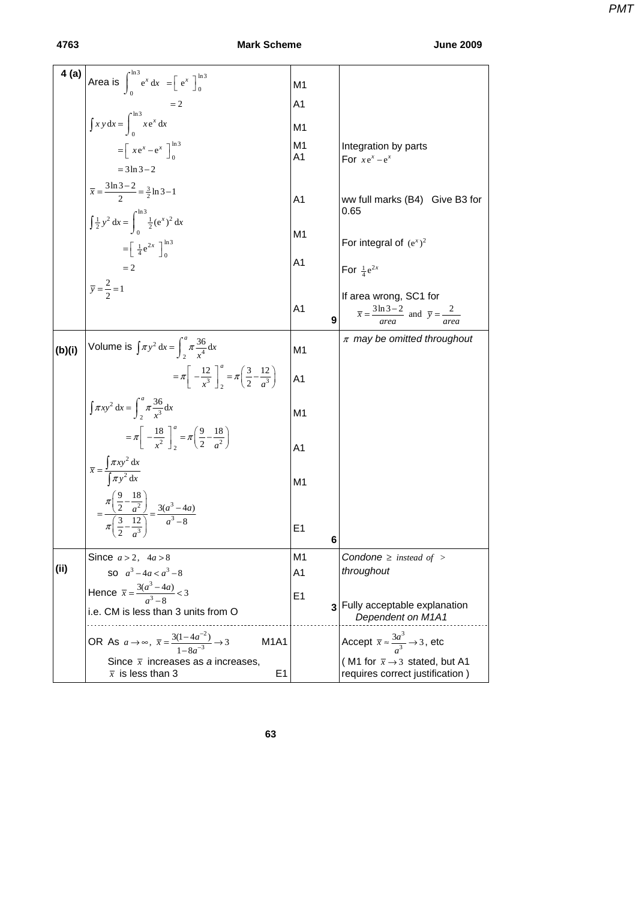| | | | |
|---|---|---|---|
| **4 (a)** | Area is $\int_0^{\ln 3} e^x \, dx = \left[ e^x \right]_0^{\ln 3}$ | M1 | |
| | $= 2$ | A1 | |
| | $\int xy \, dx = \int_0^{\ln 3} x e^x \, dx$ | M1 | |
| | $= \left[ x e^x - e^x \right]_0^{\ln 3}$ | M1<br>A1 | Integration by parts<br>For $x e^x - e^x$ |
| | $= 3\ln 3 - 2$ | | |
| | $\bar{x} = \frac{3\ln 3 - 2}{2} = \frac{3}{2}\ln 3 - 1$ | A1 | ww full marks (B4) Give B3 for 0.65 |
| | $\int \frac{1}{2} y^2 \, dx = \int_0^{\ln 3} \frac{1}{2}(e^x)^2 \, dx$ | M1 | For integral of $(e^x)^2$ |
| | $= \left[ \frac{1}{4} e^{2x} \right]_0^{\ln 3}$ | | |
| | $= 2$ | A1 | For $\frac{1}{4} e^{2x}$ |
| | $\bar{y} = \frac{2}{2} = 1$ | A1 **9** | If area wrong, SC1 for $\bar{x} = \frac{3\ln 3 - 2}{area}$ and $\bar{y} = \frac{2}{area}$ |
| **(b)(i)** | Volume is $\int \pi y^2 \, dx = \int_2^a \pi \frac{36}{x^4} dx$ | M1 | *$\pi$ may be omitted throughout* |
| | $= \pi \left[ -\frac{12}{x^3} \right]_2^a = \pi \left( \frac{3}{2} - \frac{12}{a^3} \right)$ | A1 | |
| | $\int \pi x y^2 \, dx = \int_2^a \pi \frac{36}{x^3} dx$ | M1 | |
| | $= \pi \left[ -\frac{18}{x^2} \right]_2^a = \pi \left( \frac{9}{2} - \frac{18}{a^2} \right)$ | A1 | |
| | $\bar{x} = \frac{\int \pi x y^2 \, dx}{\int \pi y^2 \, dx}$ | M1 | |
| | $= \frac{\pi \left( \frac{9}{2} - \frac{18}{a^2} \right)}{\pi \left( \frac{3}{2} - \frac{12}{a^3} \right)} = \frac{3(a^3 - 4a)}{a^3 - 8}$ | E1 **6** | |
| **(ii)** | Since $a > 2, \; 4a > 8$ | M1 | *Condone $\geq$ instead of $>$ throughout* |
| | so $a^3 - 4a < a^3 - 8$ | A1 | |
| | Hence $\bar{x} = \frac{3(a^3 - 4a)}{a^3 - 8} < 3$ | E1 | |
| | i.e. CM is less than 3 units from O | **3** | Fully acceptable explanation *Dependent on M1A1* |
| | OR As $a \to \infty, \; \bar{x} = \frac{3(1 - 4a^{-2})}{1 - 8a^{-3}} \to 3$ M1A1<br>Since $\bar{x}$ increases as *a* increases, $\bar{x}$ is less than 3 E1 | | Accept $\bar{x} \approx \frac{3a^3}{a^3} \to 3$, etc<br>( M1 for $\bar{x} \to 3$ stated, but A1 requires correct justification ) |